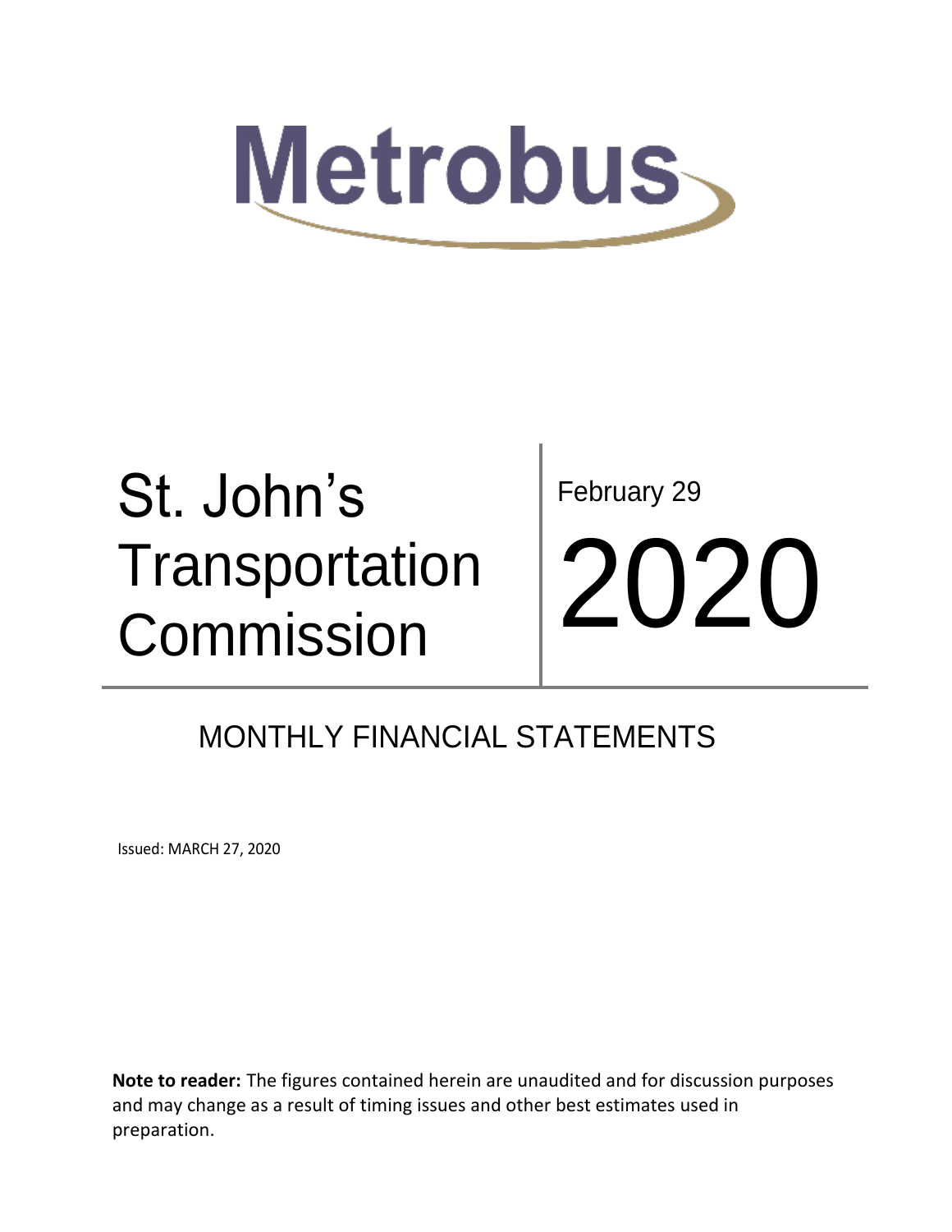# Metrobus

# St. John's Transportation Commission

February 29

# 2020

## MONTHLY FINANCIAL STATEMENTS

Issued: MARCH 27, 2020

**Note to reader:** The figures contained herein are unaudited and for discussion purposes and may change as a result of timing issues and other best estimates used in preparation.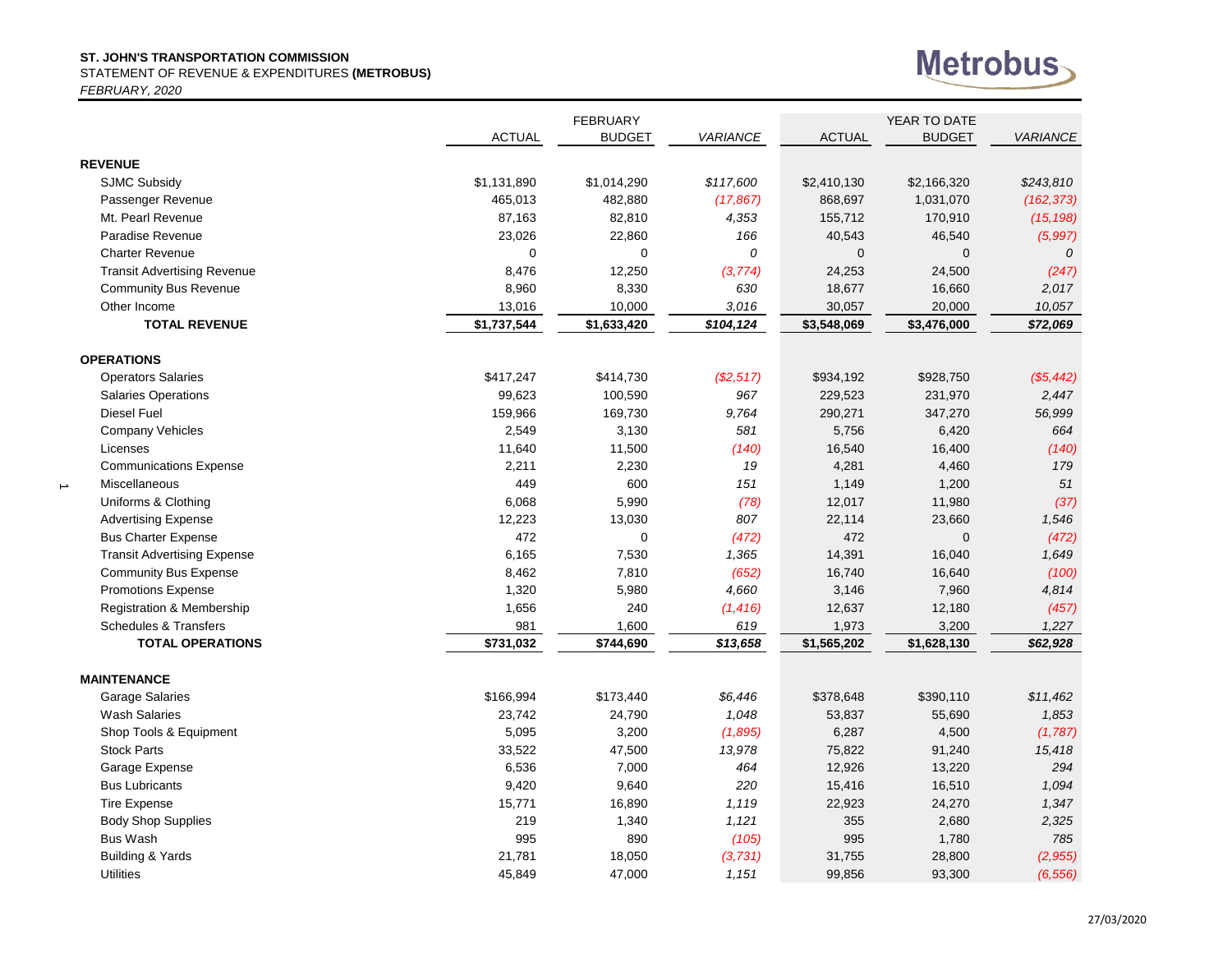**ST. JOHN'S TRANSPORTATION COMMISSION**
STATEMENT OF REVENUE & EXPENDITURES **(METROBUS)**
*FEBRUARY, 2020*

Metrobus

| | FEBRUARY | | | YEAR TO DATE | | |
|---|---|---|---|---|---|---|
| | ACTUAL | BUDGET | *VARIANCE* | ACTUAL | BUDGET | *VARIANCE* |
| **REVENUE** | | | | | | |
| SJMC Subsidy | $1,131,890 | $1,014,290 | *$117,600* | $2,410,130 | $2,166,320 | *$243,810* |
| Passenger Revenue | 465,013 | 482,880 | *(17,867)* | 868,697 | 1,031,070 | *(162,373)* |
| Mt. Pearl Revenue | 87,163 | 82,810 | *4,353* | 155,712 | 170,910 | *(15,198)* |
| Paradise Revenue | 23,026 | 22,860 | *166* | 40,543 | 46,540 | *(5,997)* |
| Charter Revenue | 0 | 0 | *0* | 0 | 0 | *0* |
| Transit Advertising Revenue | 8,476 | 12,250 | *(3,774)* | 24,253 | 24,500 | *(247)* |
| Community Bus Revenue | 8,960 | 8,330 | *630* | 18,677 | 16,660 | *2,017* |
| Other Income | 13,016 | 10,000 | *3,016* | 30,057 | 20,000 | *10,057* |
| **TOTAL REVENUE** | **$1,737,544** | **$1,633,420** | ***$104,124*** | **$3,548,069** | **$3,476,000** | ***$72,069*** |
| **OPERATIONS** | | | | | | |
| Operators Salaries | $417,247 | $414,730 | *($2,517)* | $934,192 | $928,750 | *($5,442)* |
| Salaries Operations | 99,623 | 100,590 | *967* | 229,523 | 231,970 | *2,447* |
| Diesel Fuel | 159,966 | 169,730 | *9,764* | 290,271 | 347,270 | *56,999* |
| Company Vehicles | 2,549 | 3,130 | *581* | 5,756 | 6,420 | *664* |
| Licenses | 11,640 | 11,500 | *(140)* | 16,540 | 16,400 | *(140)* |
| Communications Expense | 2,211 | 2,230 | *19* | 4,281 | 4,460 | *179* |
| Miscellaneous | 449 | 600 | *151* | 1,149 | 1,200 | *51* |
| Uniforms & Clothing | 6,068 | 5,990 | *(78)* | 12,017 | 11,980 | *(37)* |
| Advertising Expense | 12,223 | 13,030 | *807* | 22,114 | 23,660 | *1,546* |
| Bus Charter Expense | 472 | 0 | *(472)* | 472 | 0 | *(472)* |
| Transit Advertising Expense | 6,165 | 7,530 | *1,365* | 14,391 | 16,040 | *1,649* |
| Community Bus Expense | 8,462 | 7,810 | *(652)* | 16,740 | 16,640 | *(100)* |
| Promotions Expense | 1,320 | 5,980 | *4,660* | 3,146 | 7,960 | *4,814* |
| Registration & Membership | 1,656 | 240 | *(1,416)* | 12,637 | 12,180 | *(457)* |
| Schedules & Transfers | 981 | 1,600 | *619* | 1,973 | 3,200 | *1,227* |
| **TOTAL OPERATIONS** | **$731,032** | **$744,690** | ***$13,658*** | **$1,565,202** | **$1,628,130** | ***$62,928*** |
| **MAINTENANCE** | | | | | | |
| Garage Salaries | $166,994 | $173,440 | *$6,446* | $378,648 | $390,110 | *$11,462* |
| Wash Salaries | 23,742 | 24,790 | *1,048* | 53,837 | 55,690 | *1,853* |
| Shop Tools & Equipment | 5,095 | 3,200 | *(1,895)* | 6,287 | 4,500 | *(1,787)* |
| Stock Parts | 33,522 | 47,500 | *13,978* | 75,822 | 91,240 | *15,418* |
| Garage Expense | 6,536 | 7,000 | *464* | 12,926 | 13,220 | *294* |
| Bus Lubricants | 9,420 | 9,640 | *220* | 15,416 | 16,510 | *1,094* |
| Tire Expense | 15,771 | 16,890 | *1,119* | 22,923 | 24,270 | *1,347* |
| Body Shop Supplies | 219 | 1,340 | *1,121* | 355 | 2,680 | *2,325* |
| Bus Wash | 995 | 890 | *(105)* | 995 | 1,780 | *785* |
| Building & Yards | 21,781 | 18,050 | *(3,731)* | 31,755 | 28,800 | *(2,955)* |
| Utilities | 45,849 | 47,000 | *1,151* | 99,856 | 93,300 | *(6,556)* |

27/03/2020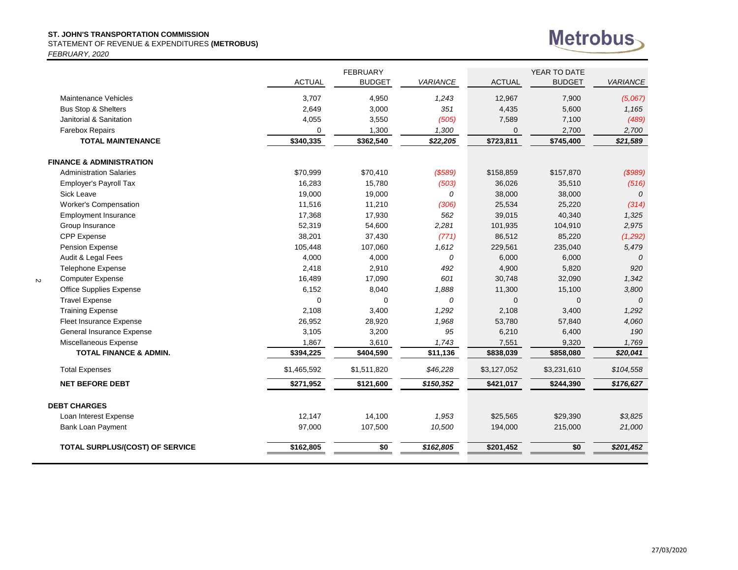**ST. JOHN'S TRANSPORTATION COMMISSION**
STATEMENT OF REVENUE & EXPENDITURES **(METROBUS)**
*FEBRUARY, 2020*

| | FEBRUARY | | | YEAR TO DATE | | |
|---|---|---|---|---|---|---|
| | ACTUAL | BUDGET | *VARIANCE* | ACTUAL | BUDGET | *VARIANCE* |
| Maintenance Vehicles | 3,707 | 4,950 | *1,243* | 12,967 | 7,900 | *(5,067)* |
| Bus Stop & Shelters | 2,649 | 3,000 | *351* | 4,435 | 5,600 | *1,165* |
| Janitorial & Sanitation | 4,055 | 3,550 | *(505)* | 7,589 | 7,100 | *(489)* |
| Farebox Repairs | 0 | 1,300 | *1,300* | 0 | 2,700 | *2,700* |
| **TOTAL MAINTENANCE** | **$340,335** | **$362,540** | ***$22,205*** | **$723,811** | **$745,400** | ***$21,589*** |
| **FINANCE & ADMINISTRATION** | | | | | | |
| Administration Salaries | $70,999 | $70,410 | *($589)* | $158,859 | $157,870 | *($989)* |
| Employer's Payroll Tax | 16,283 | 15,780 | *(503)* | 36,026 | 35,510 | *(516)* |
| Sick Leave | 19,000 | 19,000 | *0* | 38,000 | 38,000 | *0* |
| Worker's Compensation | 11,516 | 11,210 | *(306)* | 25,534 | 25,220 | *(314)* |
| Employment Insurance | 17,368 | 17,930 | *562* | 39,015 | 40,340 | *1,325* |
| Group Insurance | 52,319 | 54,600 | *2,281* | 101,935 | 104,910 | *2,975* |
| CPP Expense | 38,201 | 37,430 | *(771)* | 86,512 | 85,220 | *(1,292)* |
| Pension Expense | 105,448 | 107,060 | *1,612* | 229,561 | 235,040 | *5,479* |
| Audit & Legal Fees | 4,000 | 4,000 | *0* | 6,000 | 6,000 | *0* |
| Telephone Expense | 2,418 | 2,910 | *492* | 4,900 | 5,820 | *920* |
| Computer Expense | 16,489 | 17,090 | *601* | 30,748 | 32,090 | *1,342* |
| Office Supplies Expense | 6,152 | 8,040 | *1,888* | 11,300 | 15,100 | *3,800* |
| Travel Expense | 0 | 0 | *0* | 0 | 0 | *0* |
| Training Expense | 2,108 | 3,400 | *1,292* | 2,108 | 3,400 | *1,292* |
| Fleet Insurance Expense | 26,952 | 28,920 | *1,968* | 53,780 | 57,840 | *4,060* |
| General Insurance Expense | 3,105 | 3,200 | *95* | 6,210 | 6,400 | *190* |
| Miscellaneous Expense | 1,867 | 3,610 | *1,743* | 7,551 | 9,320 | *1,769* |
| **TOTAL FINANCE & ADMIN.** | **$394,225** | **$404,590** | **$11,136** | **$838,039** | **$858,080** | ***$20,041*** |
| Total Expenses | $1,465,592 | $1,511,820 | *$46,228* | $3,127,052 | $3,231,610 | *$104,558* |
| **NET BEFORE DEBT** | **$271,952** | **$121,600** | ***$150,352*** | **$421,017** | **$244,390** | ***$176,627*** |
| **DEBT CHARGES** | | | | | | |
| Loan Interest Expense | 12,147 | 14,100 | *1,953* | $25,565 | $29,390 | *$3,825* |
| Bank Loan Payment | 97,000 | 107,500 | *10,500* | 194,000 | 215,000 | *21,000* |
| **TOTAL SURPLUS/(COST) OF SERVICE** | **$162,805** | **$0** | ***$162,805*** | **$201,452** | **$0** | ***$201,452*** |

27/03/2020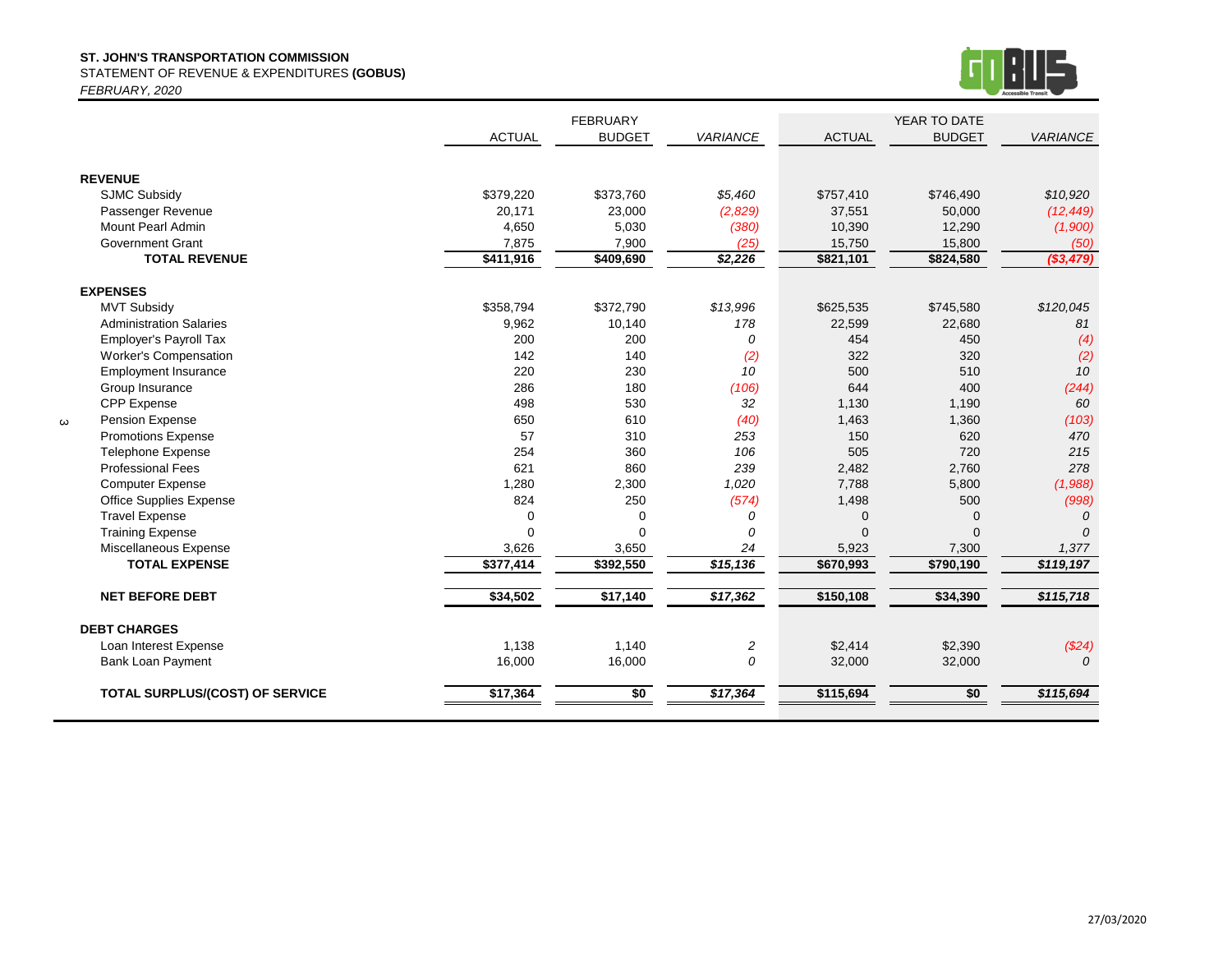**ST. JOHN'S TRANSPORTATION COMMISSION**
STATEMENT OF REVENUE & EXPENDITURES **(GOBUS)**
*FEBRUARY, 2020*

| | FEBRUARY | | | YEAR TO DATE | | |
|---|---|---|---|---|---|---|
| | ACTUAL | BUDGET | *VARIANCE* | ACTUAL | BUDGET | *VARIANCE* |
| **REVENUE** | | | | | | |
| SJMC Subsidy | $379,220 | $373,760 | *$5,460* | $757,410 | $746,490 | *$10,920* |
| Passenger Revenue | 20,171 | 23,000 | *(2,829)* | 37,551 | 50,000 | *(12,449)* |
| Mount Pearl Admin | 4,650 | 5,030 | *(380)* | 10,390 | 12,290 | *(1,900)* |
| Government Grant | 7,875 | 7,900 | *(25)* | 15,750 | 15,800 | *(50)* |
| **TOTAL REVENUE** | **$411,916** | **$409,690** | ***$2,226*** | **$821,101** | **$824,580** | ***($3,479)*** |
| **EXPENSES** | | | | | | |
| MVT Subsidy | $358,794 | $372,790 | *$13,996* | $625,535 | $745,580 | *$120,045* |
| Administration Salaries | 9,962 | 10,140 | *178* | 22,599 | 22,680 | *81* |
| Employer's Payroll Tax | 200 | 200 | *0* | 454 | 450 | *(4)* |
| Worker's Compensation | 142 | 140 | *(2)* | 322 | 320 | *(2)* |
| Employment Insurance | 220 | 230 | *10* | 500 | 510 | *10* |
| Group Insurance | 286 | 180 | *(106)* | 644 | 400 | *(244)* |
| CPP Expense | 498 | 530 | *32* | 1,130 | 1,190 | *60* |
| Pension Expense | 650 | 610 | *(40)* | 1,463 | 1,360 | *(103)* |
| Promotions Expense | 57 | 310 | *253* | 150 | 620 | *470* |
| Telephone Expense | 254 | 360 | *106* | 505 | 720 | *215* |
| Professional Fees | 621 | 860 | *239* | 2,482 | 2,760 | *278* |
| Computer Expense | 1,280 | 2,300 | *1,020* | 7,788 | 5,800 | *(1,988)* |
| Office Supplies Expense | 824 | 250 | *(574)* | 1,498 | 500 | *(998)* |
| Travel Expense | 0 | 0 | *0* | 0 | 0 | *0* |
| Training Expense | 0 | 0 | *0* | 0 | 0 | *0* |
| Miscellaneous Expense | 3,626 | 3,650 | *24* | 5,923 | 7,300 | *1,377* |
| **TOTAL EXPENSE** | **$377,414** | **$392,550** | ***$15,136*** | **$670,993** | **$790,190** | ***$119,197*** |
| **NET BEFORE DEBT** | **$34,502** | **$17,140** | ***$17,362*** | **$150,108** | **$34,390** | ***$115,718*** |
| **DEBT CHARGES** | | | | | | |
| Loan Interest Expense | 1,138 | 1,140 | *2* | $2,414 | $2,390 | *($24)* |
| Bank Loan Payment | 16,000 | 16,000 | *0* | 32,000 | 32,000 | *0* |
| **TOTAL SURPLUS/(COST) OF SERVICE** | **$17,364** | **$0** | ***$17,364*** | **$115,694** | **$0** | ***$115,694*** |

27/03/2020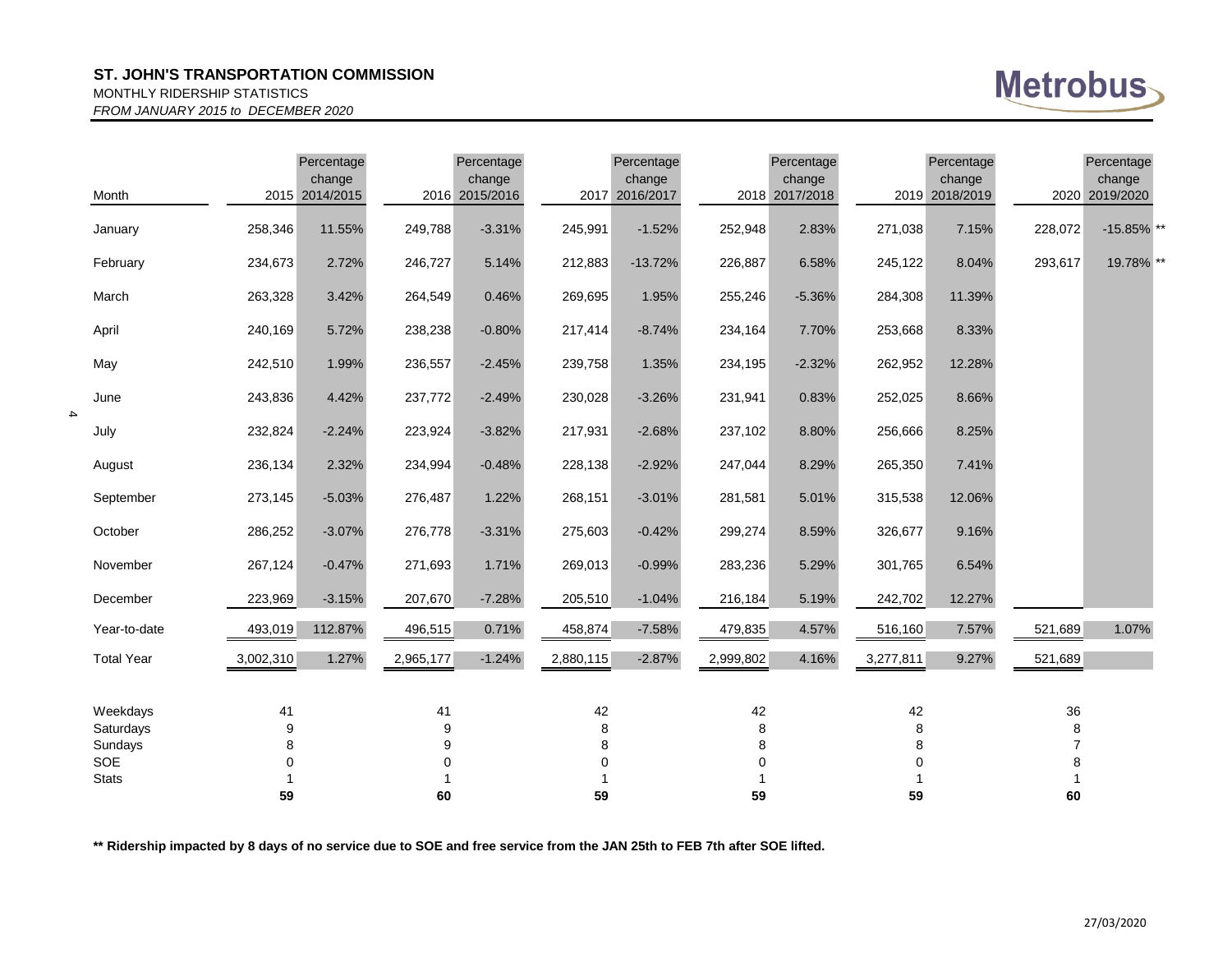**ST. JOHN'S TRANSPORTATION COMMISSION**

MONTHLY RIDERSHIP STATISTICS

*FROM JANUARY 2015 to DECEMBER 2020*

Metrobus

| Month | 2015 | Percentage change 2014/2015 | 2016 | Percentage change 2015/2016 | 2017 | Percentage change 2016/2017 | 2018 | Percentage change 2017/2018 | 2019 | Percentage change 2018/2019 | 2020 | Percentage change 2019/2020 |
|---|---|---|---|---|---|---|---|---|---|---|---|---|
| January | 258,346 | 11.55% | 249,788 | -3.31% | 245,991 | -1.52% | 252,948 | 2.83% | 271,038 | 7.15% | 228,072 | -15.85% ** |
| February | 234,673 | 2.72% | 246,727 | 5.14% | 212,883 | -13.72% | 226,887 | 6.58% | 245,122 | 8.04% | 293,617 | 19.78% ** |
| March | 263,328 | 3.42% | 264,549 | 0.46% | 269,695 | 1.95% | 255,246 | -5.36% | 284,308 | 11.39% | | |
| April | 240,169 | 5.72% | 238,238 | -0.80% | 217,414 | -8.74% | 234,164 | 7.70% | 253,668 | 8.33% | | |
| May | 242,510 | 1.99% | 236,557 | -2.45% | 239,758 | 1.35% | 234,195 | -2.32% | 262,952 | 12.28% | | |
| June | 243,836 | 4.42% | 237,772 | -2.49% | 230,028 | -3.26% | 231,941 | 0.83% | 252,025 | 8.66% | | |
| July | 232,824 | -2.24% | 223,924 | -3.82% | 217,931 | -2.68% | 237,102 | 8.80% | 256,666 | 8.25% | | |
| August | 236,134 | 2.32% | 234,994 | -0.48% | 228,138 | -2.92% | 247,044 | 8.29% | 265,350 | 7.41% | | |
| September | 273,145 | -5.03% | 276,487 | 1.22% | 268,151 | -3.01% | 281,581 | 5.01% | 315,538 | 12.06% | | |
| October | 286,252 | -3.07% | 276,778 | -3.31% | 275,603 | -0.42% | 299,274 | 8.59% | 326,677 | 9.16% | | |
| November | 267,124 | -0.47% | 271,693 | 1.71% | 269,013 | -0.99% | 283,236 | 5.29% | 301,765 | 6.54% | | |
| December | 223,969 | -3.15% | 207,670 | -7.28% | 205,510 | -1.04% | 216,184 | 5.19% | 242,702 | 12.27% | | |
| Year-to-date | 493,019 | 112.87% | 496,515 | 0.71% | 458,874 | -7.58% | 479,835 | 4.57% | 516,160 | 7.57% | 521,689 | 1.07% |
| Total Year | 3,002,310 | 1.27% | 2,965,177 | -1.24% | 2,880,115 | -2.87% | 2,999,802 | 4.16% | 3,277,811 | 9.27% | 521,689 | |

| | 2015 | 2016 | 2017 | 2018 | 2019 | 2020 |
|---|---|---|---|---|---|---|
| Weekdays | 41 | 41 | 42 | 42 | 42 | 36 |
| Saturdays | 9 | 9 | 8 | 8 | 8 | 8 |
| Sundays | 8 | 9 | 8 | 8 | 8 | 7 |
| SOE | 0 | 0 | 0 | 0 | 0 | 8 |
| Stats | 1 | 1 | 1 | 1 | 1 | 1 |
| | **59** | **60** | **59** | **59** | **59** | **60** |

**** Ridership impacted by 8 days of no service due to SOE and free service from the JAN 25th to FEB 7th after SOE lifted.**

27/03/2020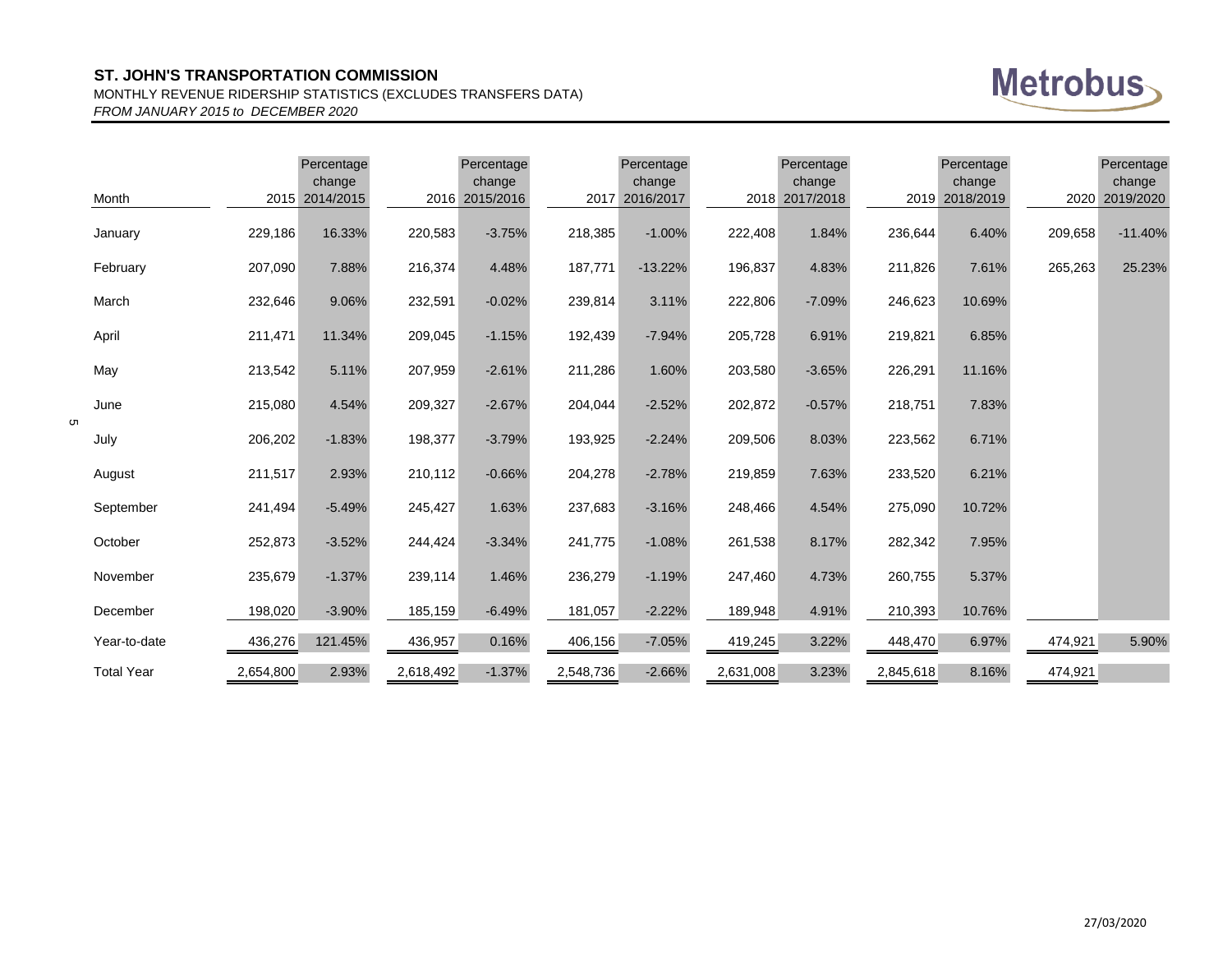**ST. JOHN'S TRANSPORTATION COMMISSION**

MONTHLY REVENUE RIDERSHIP STATISTICS (EXCLUDES TRANSFERS DATA)

*FROM JANUARY 2015 to DECEMBER 2020*

Metrobus

| Month | 2015 | Percentage change 2014/2015 | 2016 | Percentage change 2015/2016 | 2017 | Percentage change 2016/2017 | 2018 | Percentage change 2017/2018 | 2019 | Percentage change 2018/2019 | 2020 | Percentage change 2019/2020 |
|---|---|---|---|---|---|---|---|---|---|---|---|---|
| January | 229,186 | 16.33% | 220,583 | -3.75% | 218,385 | -1.00% | 222,408 | 1.84% | 236,644 | 6.40% | 209,658 | -11.40% |
| February | 207,090 | 7.88% | 216,374 | 4.48% | 187,771 | -13.22% | 196,837 | 4.83% | 211,826 | 7.61% | 265,263 | 25.23% |
| March | 232,646 | 9.06% | 232,591 | -0.02% | 239,814 | 3.11% | 222,806 | -7.09% | 246,623 | 10.69% | | |
| April | 211,471 | 11.34% | 209,045 | -1.15% | 192,439 | -7.94% | 205,728 | 6.91% | 219,821 | 6.85% | | |
| May | 213,542 | 5.11% | 207,959 | -2.61% | 211,286 | 1.60% | 203,580 | -3.65% | 226,291 | 11.16% | | |
| June | 215,080 | 4.54% | 209,327 | -2.67% | 204,044 | -2.52% | 202,872 | -0.57% | 218,751 | 7.83% | | |
| July | 206,202 | -1.83% | 198,377 | -3.79% | 193,925 | -2.24% | 209,506 | 8.03% | 223,562 | 6.71% | | |
| August | 211,517 | 2.93% | 210,112 | -0.66% | 204,278 | -2.78% | 219,859 | 7.63% | 233,520 | 6.21% | | |
| September | 241,494 | -5.49% | 245,427 | 1.63% | 237,683 | -3.16% | 248,466 | 4.54% | 275,090 | 10.72% | | |
| October | 252,873 | -3.52% | 244,424 | -3.34% | 241,775 | -1.08% | 261,538 | 8.17% | 282,342 | 7.95% | | |
| November | 235,679 | -1.37% | 239,114 | 1.46% | 236,279 | -1.19% | 247,460 | 4.73% | 260,755 | 5.37% | | |
| December | 198,020 | -3.90% | 185,159 | -6.49% | 181,057 | -2.22% | 189,948 | 4.91% | 210,393 | 10.76% | | |
| Year-to-date | 436,276 | 121.45% | 436,957 | 0.16% | 406,156 | -7.05% | 419,245 | 3.22% | 448,470 | 6.97% | 474,921 | 5.90% |
| Total Year | 2,654,800 | 2.93% | 2,618,492 | -1.37% | 2,548,736 | -2.66% | 2,631,008 | 3.23% | 2,845,618 | 8.16% | 474,921 | |

27/03/2020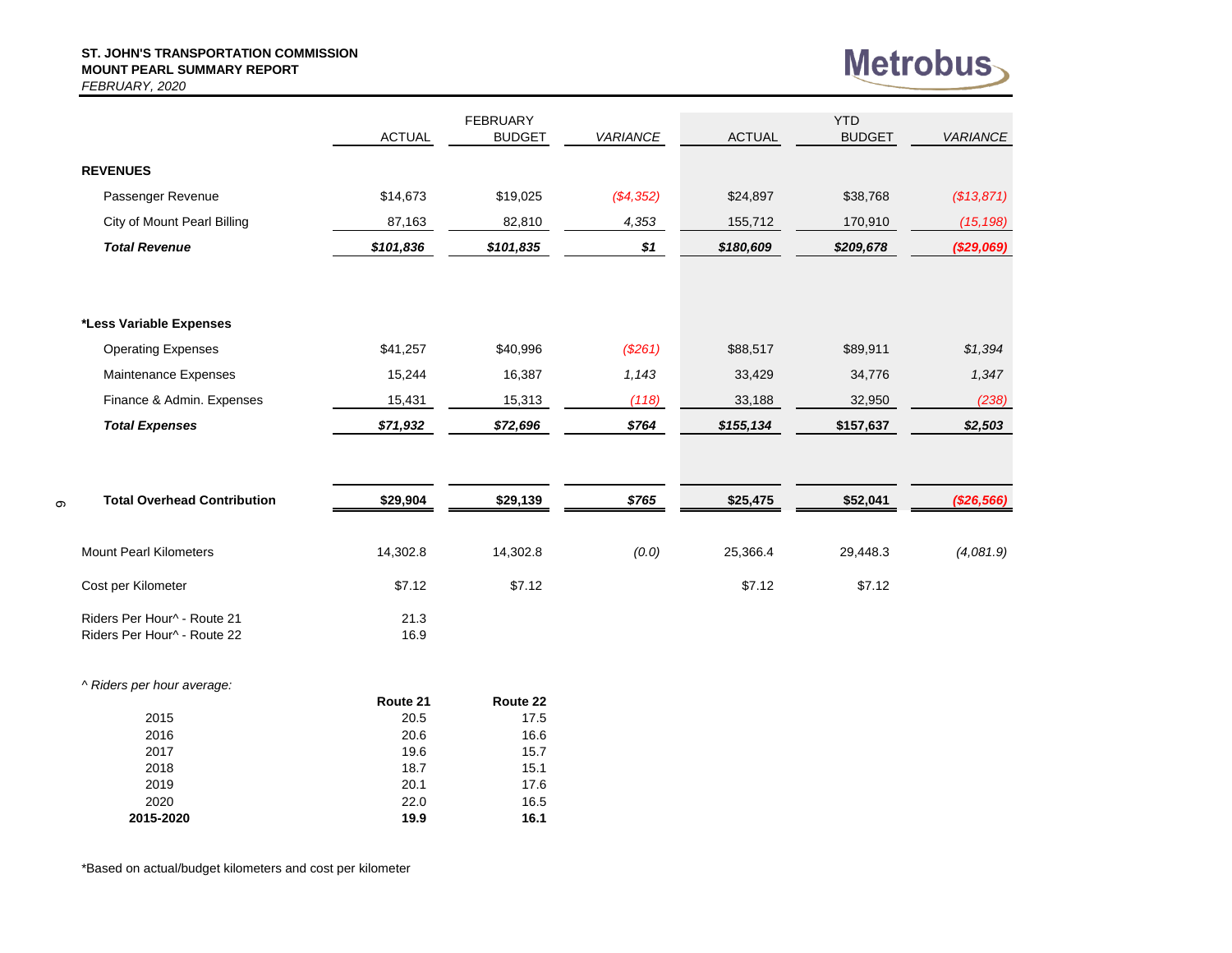**ST. JOHN'S TRANSPORTATION COMMISSION**
**MOUNT PEARL SUMMARY REPORT**
*FEBRUARY, 2020*

Metrobus

| | FEBRUARY ACTUAL | FEBRUARY BUDGET | FEBRUARY *VARIANCE* | YTD ACTUAL | YTD BUDGET | YTD *VARIANCE* |
|---|---|---|---|---|---|---|
| **REVENUES** | | | | | | |
| Passenger Revenue | $14,673 | $19,025 | *($4,352)* | $24,897 | $38,768 | *($13,871)* |
| City of Mount Pearl Billing | 87,163 | 82,810 | *4,353* | 155,712 | 170,910 | *(15,198)* |
| ***Total Revenue*** | ***$101,836*** | ***$101,835*** | ***$1*** | ***$180,609*** | ***$209,678*** | ***($29,069)*** |
| **\*Less Variable Expenses** | | | | | | |
| Operating Expenses | $41,257 | $40,996 | *($261)* | $88,517 | $89,911 | *$1,394* |
| Maintenance Expenses | 15,244 | 16,387 | *1,143* | 33,429 | 34,776 | *1,347* |
| Finance & Admin. Expenses | 15,431 | 15,313 | *(118)* | 33,188 | 32,950 | *(238)* |
| ***Total Expenses*** | ***$71,932*** | ***$72,696*** | ***$764*** | ***$155,134*** | **$157,637** | ***$2,503*** |
| **Total Overhead Contribution** | **$29,904** | **$29,139** | ***$765*** | **$25,475** | **$52,041** | ***($26,566)*** |
| Mount Pearl Kilometers | 14,302.8 | 14,302.8 | *(0.0)* | 25,366.4 | 29,448.3 | *(4,081.9)* |
| Cost per Kilometer | $7.12 | $7.12 | | $7.12 | $7.12 | |
| Riders Per Hour^ - Route 21 | 21.3 | | | | | |
| Riders Per Hour^ - Route 22 | 16.9 | | | | | |

*^ Riders per hour average:*

| | Route 21 | Route 22 |
|---|---|---|
| 2015 | 20.5 | 17.5 |
| 2016 | 20.6 | 16.6 |
| 2017 | 19.6 | 15.7 |
| 2018 | 18.7 | 15.1 |
| 2019 | 20.1 | 17.6 |
| 2020 | 22.0 | 16.5 |
| **2015-2020** | **19.9** | **16.1** |

*Based on actual/budget kilometers and cost per kilometer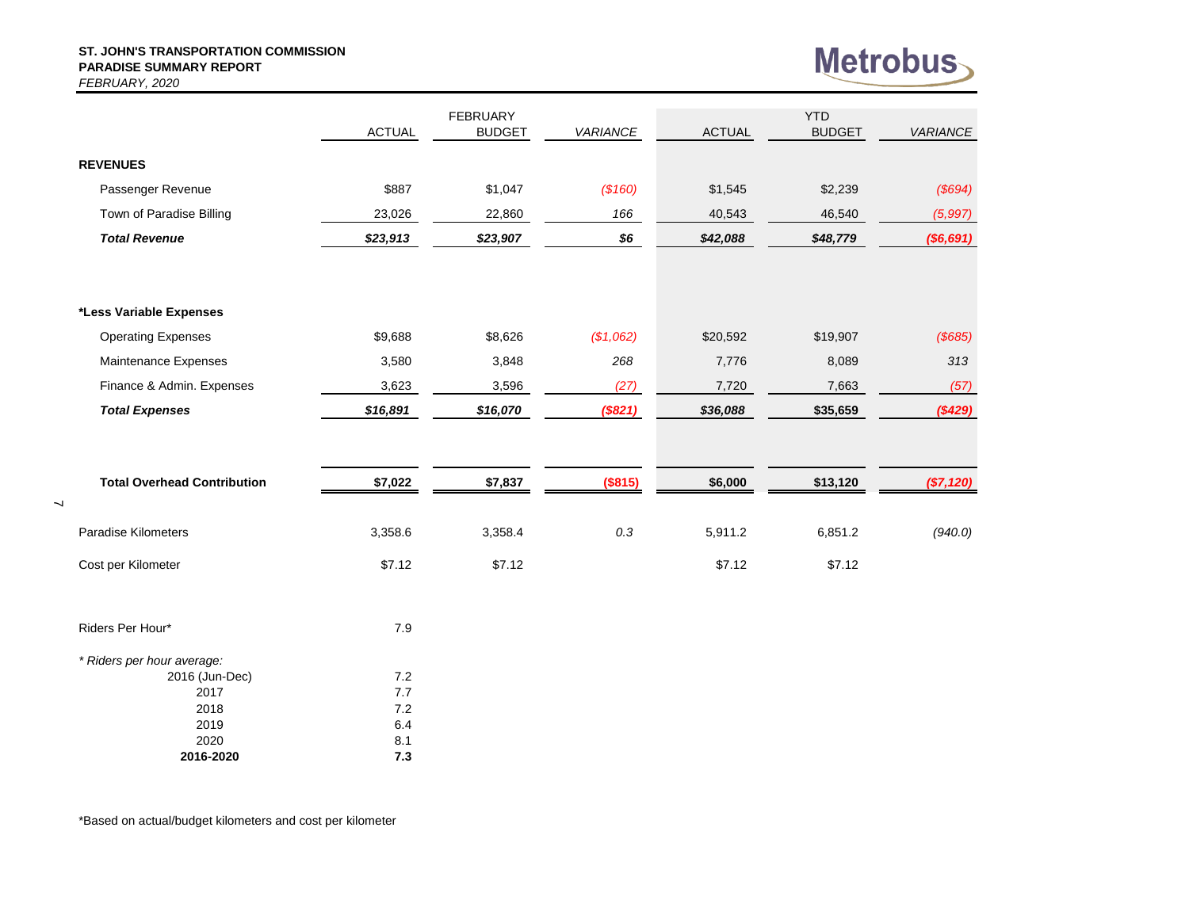**ST. JOHN'S TRANSPORTATION COMMISSION**
**PARADISE SUMMARY REPORT**
*FEBRUARY, 2020*

Metrobus

| | FEBRUARY | | | YTD | | |
|---|---|---|---|---|---|---|
| | ACTUAL | BUDGET | *VARIANCE* | ACTUAL | BUDGET | *VARIANCE* |
| **REVENUES** | | | | | | |
| Passenger Revenue | $887 | $1,047 | *($160)* | $1,545 | $2,239 | *($694)* |
| Town of Paradise Billing | 23,026 | 22,860 | *166* | 40,543 | 46,540 | *(5,997)* |
| ***Total Revenue*** | ***$23,913*** | ***$23,907*** | ***$6*** | ***$42,088*** | ***$48,779*** | ***($6,691)*** |
| ***Less Variable Expenses** | | | | | | |
| Operating Expenses | $9,688 | $8,626 | *($1,062)* | $20,592 | $19,907 | *($685)* |
| Maintenance Expenses | 3,580 | 3,848 | *268* | 7,776 | 8,089 | *313* |
| Finance & Admin. Expenses | 3,623 | 3,596 | *(27)* | 7,720 | 7,663 | *(57)* |
| ***Total Expenses*** | ***$16,891*** | ***$16,070*** | ***($821)*** | ***$36,088*** | **$35,659** | ***($429)*** |
| **Total Overhead Contribution** | **$7,022** | **$7,837** | **($815)** | **$6,000** | **$13,120** | ***($7,120)*** |
| Paradise Kilometers | 3,358.6 | 3,358.4 | *0.3* | 5,911.2 | 6,851.2 | *(940.0)* |
| Cost per Kilometer | $7.12 | $7.12 | | $7.12 | $7.12 | |

| | |
|---|---|
| Riders Per Hour* | 7.9 |
| *\* Riders per hour average:* | |
| 2016 (Jun-Dec) | 7.2 |
| 2017 | 7.7 |
| 2018 | 7.2 |
| 2019 | 6.4 |
| 2020 | 8.1 |
| **2016-2020** | **7.3** |

*Based on actual/budget kilometers and cost per kilometer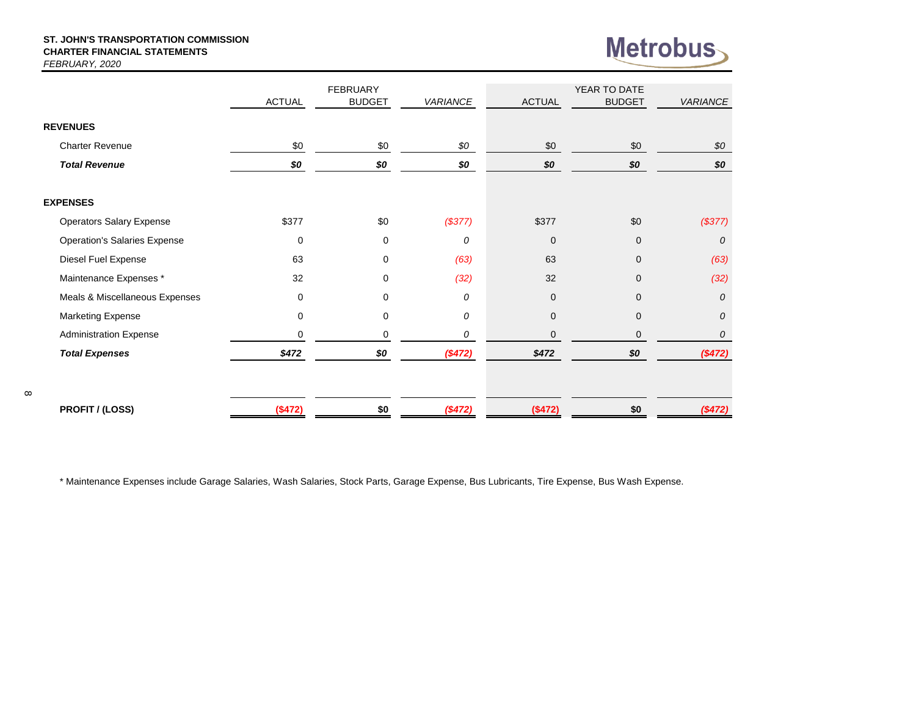**ST. JOHN'S TRANSPORTATION COMMISSION**
**CHARTER FINANCIAL STATEMENTS**
*FEBRUARY, 2020*

Metrobus

| | FEBRUARY | | | YEAR TO DATE | | |
|---|---|---|---|---|---|---|
| | ACTUAL | BUDGET | *VARIANCE* | ACTUAL | BUDGET | *VARIANCE* |
| **REVENUES** | | | | | | |
| Charter Revenue | $0 | $0 | *$0* | $0 | $0 | *$0* |
| ***Total Revenue*** | ***$0*** | ***$0*** | ***$0*** | ***$0*** | ***$0*** | ***$0*** |
| **EXPENSES** | | | | | | |
| Operators Salary Expense | $377 | $0 | *($377)* | $377 | $0 | *($377)* |
| Operation's Salaries Expense | 0 | 0 | *0* | 0 | 0 | *0* |
| Diesel Fuel Expense | 63 | 0 | *(63)* | 63 | 0 | *(63)* |
| Maintenance Expenses * | 32 | 0 | *(32)* | 32 | 0 | *(32)* |
| Meals & Miscellaneous Expenses | 0 | 0 | *0* | 0 | 0 | *0* |
| Marketing Expense | 0 | 0 | *0* | 0 | 0 | *0* |
| Administration Expense | 0 | 0 | *0* | 0 | 0 | *0* |
| ***Total Expenses*** | ***$472*** | ***$0*** | ***($472)*** | ***$472*** | ***$0*** | ***($472)*** |
| **PROFIT / (LOSS)** | **($472)** | **$0** | ***($472)*** | **($472)** | **$0** | ***($472)*** |

* Maintenance Expenses include Garage Salaries, Wash Salaries, Stock Parts, Garage Expense, Bus Lubricants, Tire Expense, Bus Wash Expense.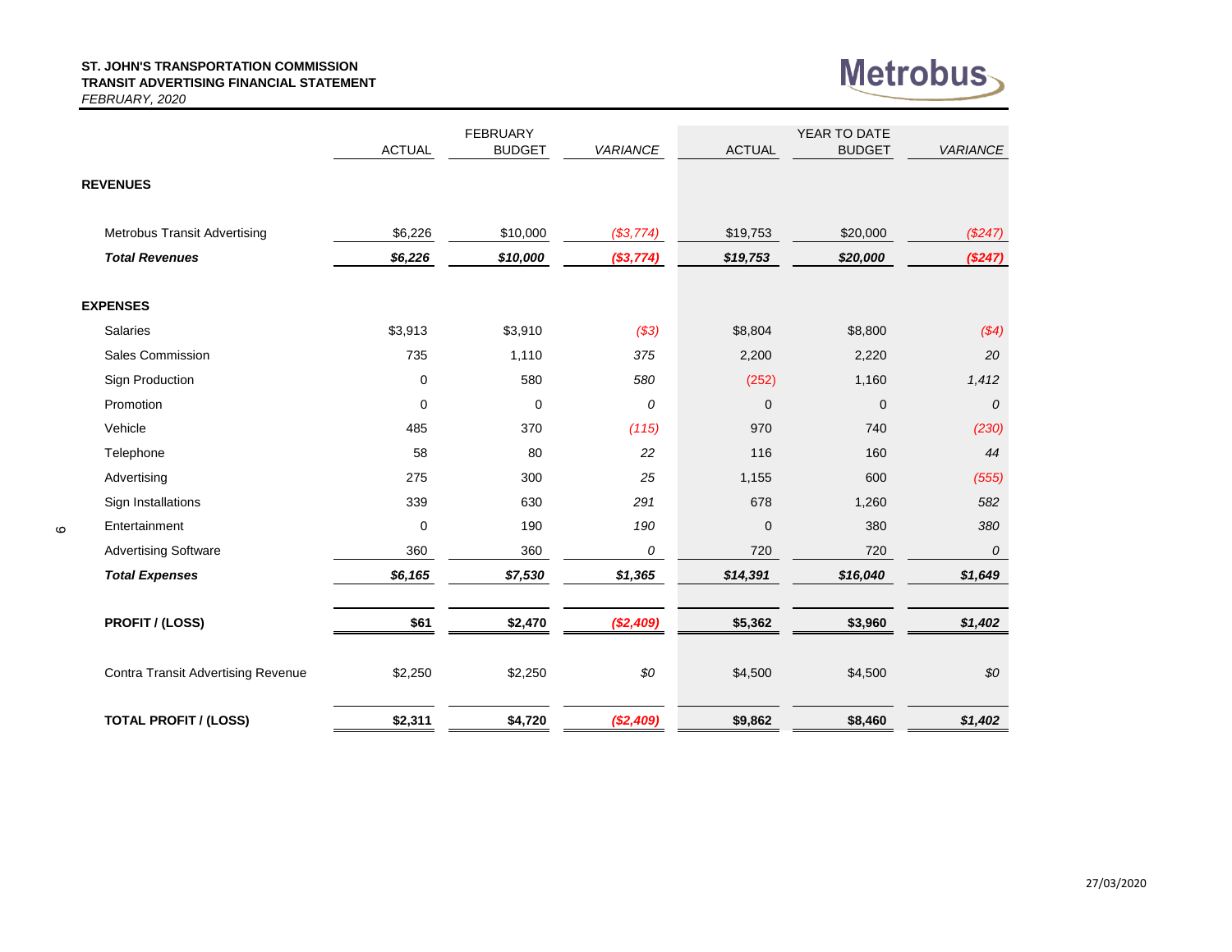**ST. JOHN'S TRANSPORTATION COMMISSION**
**TRANSIT ADVERTISING FINANCIAL STATEMENT**
*FEBRUARY, 2020*

Metrobus

| | FEBRUARY | | | YEAR TO DATE | | |
|---|---|---|---|---|---|---|
| | ACTUAL | BUDGET | *VARIANCE* | ACTUAL | BUDGET | *VARIANCE* |
| **REVENUES** | | | | | | |
| Metrobus Transit Advertising | $6,226 | $10,000 | *($3,774)* | $19,753 | $20,000 | *($247)* |
| ***Total Revenues*** | ***$6,226*** | ***$10,000*** | ***($3,774)*** | ***$19,753*** | ***$20,000*** | ***($247)*** |
| **EXPENSES** | | | | | | |
| Salaries | $3,913 | $3,910 | *($3)* | $8,804 | $8,800 | *($4)* |
| Sales Commission | 735 | 1,110 | *375* | 2,200 | 2,220 | *20* |
| Sign Production | 0 | 580 | *580* | (252) | 1,160 | *1,412* |
| Promotion | 0 | 0 | *0* | 0 | 0 | *0* |
| Vehicle | 485 | 370 | *(115)* | 970 | 740 | *(230)* |
| Telephone | 58 | 80 | *22* | 116 | 160 | *44* |
| Advertising | 275 | 300 | *25* | 1,155 | 600 | *(555)* |
| Sign Installations | 339 | 630 | *291* | 678 | 1,260 | *582* |
| Entertainment | 0 | 190 | *190* | 0 | 380 | *380* |
| Advertising Software | 360 | 360 | *0* | 720 | 720 | *0* |
| ***Total Expenses*** | ***$6,165*** | ***$7,530*** | ***$1,365*** | ***$14,391*** | ***$16,040*** | ***$1,649*** |
| **PROFIT / (LOSS)** | **$61** | **$2,470** | ***($2,409)*** | **$5,362** | **$3,960** | ***$1,402*** |
| Contra Transit Advertising Revenue | $2,250 | $2,250 | *$0* | $4,500 | $4,500 | *$0* |
| **TOTAL PROFIT / (LOSS)** | **$2,311** | **$4,720** | ***($2,409)*** | **$9,862** | **$8,460** | ***$1,402*** |

27/03/2020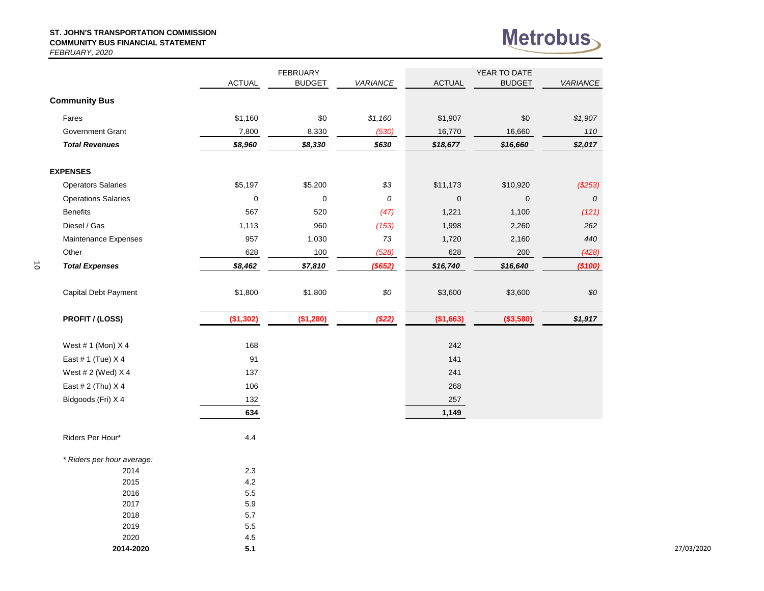**ST. JOHN'S TRANSPORTATION COMMISSION**
**COMMUNITY BUS FINANCIAL STATEMENT**
*FEBRUARY, 2020*

Metrobus

| | FEBRUARY ACTUAL | FEBRUARY BUDGET | *VARIANCE* | YEAR TO DATE ACTUAL | YEAR TO DATE BUDGET | *VARIANCE* |
|---|---|---|---|---|---|---|
| **Community Bus** | | | | | | |
| Fares | $1,160 | $0 | *$1,160* | $1,907 | $0 | *$1,907* |
| Government Grant | 7,800 | 8,330 | *(530)* | 16,770 | 16,660 | *110* |
| ***Total Revenues*** | ***$8,960*** | ***$8,330*** | ***$630*** | ***$18,677*** | ***$16,660*** | ***$2,017*** |
| **EXPENSES** | | | | | | |
| Operators Salaries | $5,197 | $5,200 | *$3* | $11,173 | $10,920 | *($253)* |
| Operations Salaries | 0 | 0 | *0* | 0 | 0 | *0* |
| Benefits | 567 | 520 | *(47)* | 1,221 | 1,100 | *(121)* |
| Diesel / Gas | 1,113 | 960 | *(153)* | 1,998 | 2,260 | *262* |
| Maintenance Expenses | 957 | 1,030 | *73* | 1,720 | 2,160 | *440* |
| Other | 628 | 100 | *(528)* | 628 | 200 | *(428)* |
| ***Total Expenses*** | ***$8,462*** | ***$7,810*** | ***($652)*** | ***$16,740*** | ***$16,640*** | ***($100)*** |
| Capital Debt Payment | $1,800 | $1,800 | *$0* | $3,600 | $3,600 | *$0* |
| **PROFIT / (LOSS)** | **($1,302)** | **($1,280)** | ***($22)*** | **($1,663)** | **($3,580)** | ***$1,917*** |
| West # 1 (Mon) X 4 | 168 | | | 242 | | |
| East # 1 (Tue) X 4 | 91 | | | 141 | | |
| West # 2 (Wed) X 4 | 137 | | | 241 | | |
| East # 2 (Thu) X 4 | 106 | | | 268 | | |
| Bidgoods (Fri) X 4 | 132 | | | 257 | | |
| | **634** | | | **1,149** | | |
| Riders Per Hour* | 4.4 | | | | | |

| *\* Riders per hour average:* | |
|---|---|
| 2014 | 2.3 |
| 2015 | 4.2 |
| 2016 | 5.5 |
| 2017 | 5.9 |
| 2018 | 5.7 |
| 2019 | 5.5 |
| 2020 | 4.5 |
| **2014-2020** | **5.1** |

27/03/2020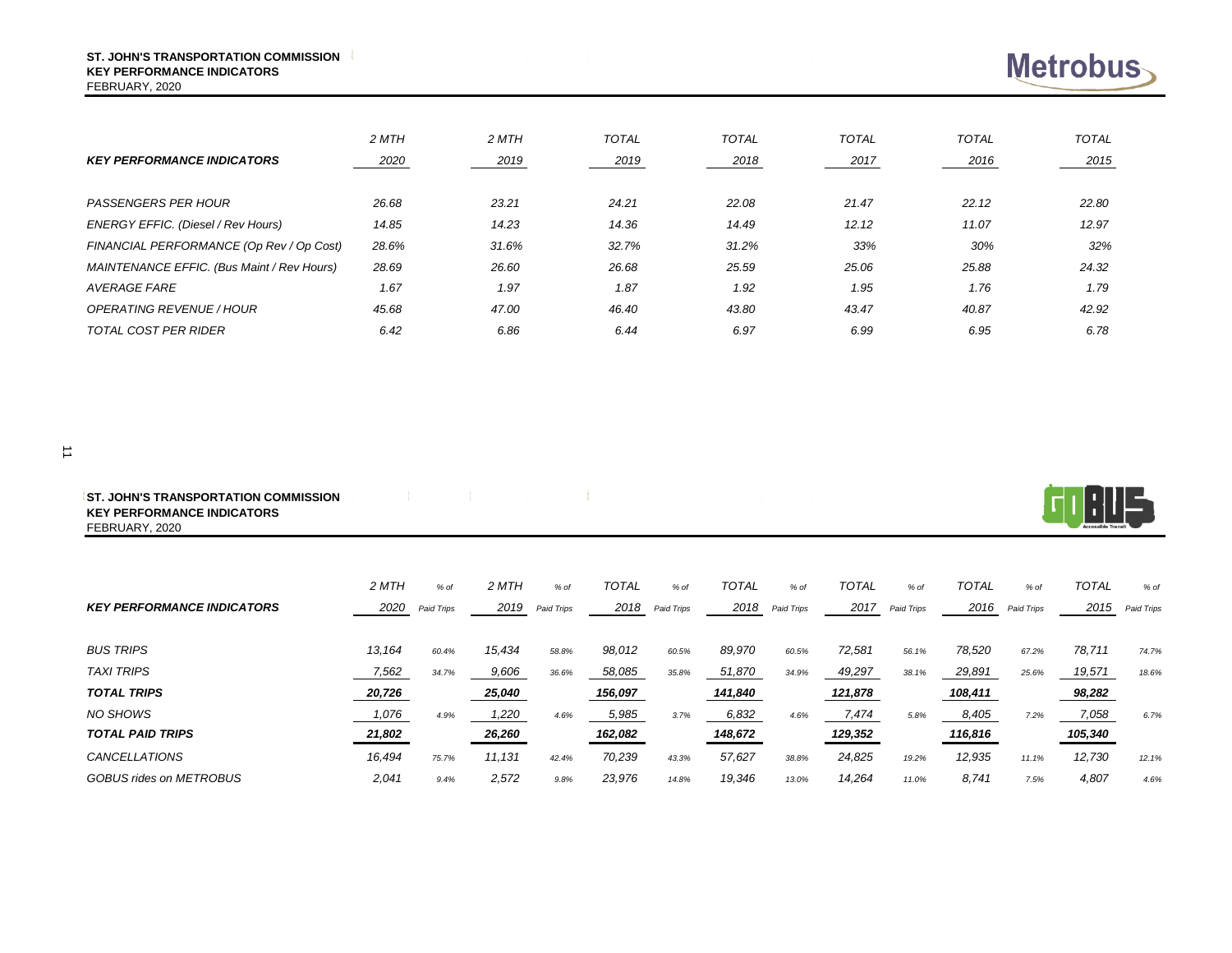**ST. JOHN'S TRANSPORTATION COMMISSION**
**KEY PERFORMANCE INDICATORS**
FEBRUARY, 2020

Metrobus

| KEY PERFORMANCE INDICATORS | 2 MTH 2020 | 2 MTH 2019 | TOTAL 2019 | TOTAL 2018 | TOTAL 2017 | TOTAL 2016 | TOTAL 2015 |
|---|---|---|---|---|---|---|---|
| *PASSENGERS PER HOUR* | 26.68 | 23.21 | 24.21 | 22.08 | 21.47 | 22.12 | 22.80 |
| *ENERGY EFFIC. (Diesel / Rev Hours)* | 14.85 | 14.23 | 14.36 | 14.49 | 12.12 | 11.07 | 12.97 |
| *FINANCIAL PERFORMANCE (Op Rev / Op Cost)* | 28.6% | 31.6% | 32.7% | 31.2% | 33% | 30% | 32% |
| *MAINTENANCE EFFIC. (Bus Maint / Rev Hours)* | 28.69 | 26.60 | 26.68 | 25.59 | 25.06 | 25.88 | 24.32 |
| *AVERAGE FARE* | 1.67 | 1.97 | 1.87 | 1.92 | 1.95 | 1.76 | 1.79 |
| *OPERATING REVENUE / HOUR* | 45.68 | 47.00 | 46.40 | 43.80 | 43.47 | 40.87 | 42.92 |
| *TOTAL COST PER RIDER* | 6.42 | 6.86 | 6.44 | 6.97 | 6.99 | 6.95 | 6.78 |

**ST. JOHN'S TRANSPORTATION COMMISSION**
**KEY PERFORMANCE INDICATORS**
FEBRUARY, 2020

GOBUS Accessible Transit

| KEY PERFORMANCE INDICATORS | 2 MTH 2020 | % of Paid Trips | 2 MTH 2019 | % of Paid Trips | TOTAL 2018 | % of Paid Trips | TOTAL 2018 | % of Paid Trips | TOTAL 2017 | % of Paid Trips | TOTAL 2016 | % of Paid Trips | TOTAL 2015 | % of Paid Trips |
|---|---|---|---|---|---|---|---|---|---|---|---|---|---|---|
| *BUS TRIPS* | 13,164 | 60.4% | 15,434 | 58.8% | 98,012 | 60.5% | 89,970 | 60.5% | 72,581 | 56.1% | 78,520 | 67.2% | 78,711 | 74.7% |
| *TAXI TRIPS* | 7,562 | 34.7% | 9,606 | 36.6% | 58,085 | 35.8% | 51,870 | 34.9% | 49,297 | 38.1% | 29,891 | 25.6% | 19,571 | 18.6% |
| ***TOTAL TRIPS*** | **20,726** | | **25,040** | | **156,097** | | **141,840** | | **121,878** | | **108,411** | | **98,282** | |
| *NO SHOWS* | 1,076 | 4.9% | 1,220 | 4.6% | 5,985 | 3.7% | 6,832 | 4.6% | 7,474 | 5.8% | 8,405 | 7.2% | 7,058 | 6.7% |
| ***TOTAL PAID TRIPS*** | **21,802** | | **26,260** | | **162,082** | | **148,672** | | **129,352** | | **116,816** | | **105,340** | |
| *CANCELLATIONS* | 16,494 | 75.7% | 11,131 | 42.4% | 70,239 | 43.3% | 57,627 | 38.8% | 24,825 | 19.2% | 12,935 | 11.1% | 12,730 | 12.1% |
| *GOBUS rides on METROBUS* | 2,041 | 9.4% | 2,572 | 9.8% | 23,976 | 14.8% | 19,346 | 13.0% | 14,264 | 11.0% | 8,741 | 7.5% | 4,807 | 4.6% |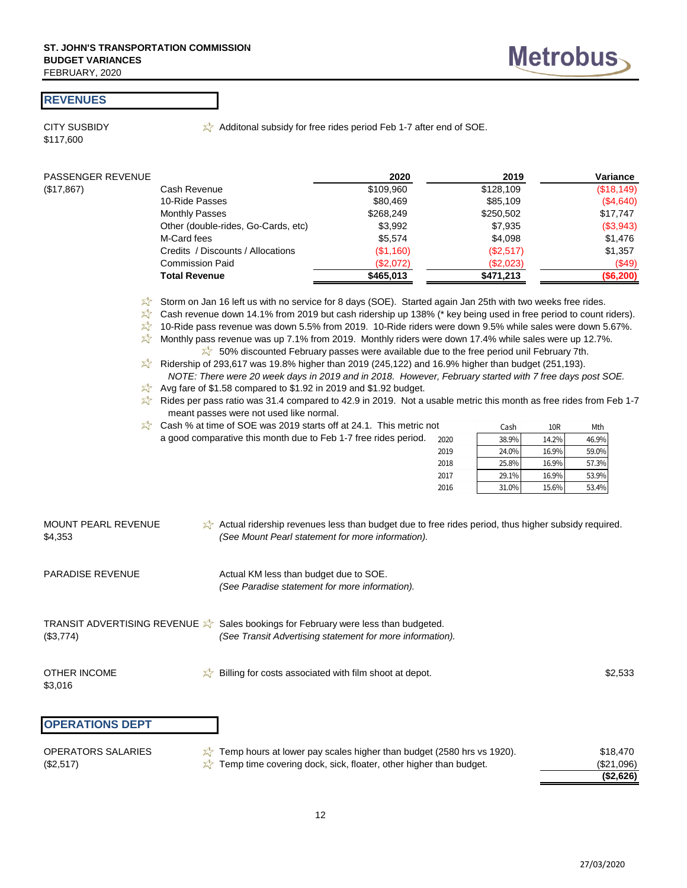**ST. JOHN'S TRANSPORTATION COMMISSION**
**BUDGET VARIANCES**
FEBRUARY, 2020

Metrobus

## REVENUES

**CITY SUSBIDY**
$117,600

- Additonal subsidy for free rides period Feb 1-7 after end of SOE.

**PASSENGER REVENUE**
($17,867)

| | 2020 | 2019 | Variance |
|---|---|---|---|
| Cash Revenue | $109,960 | $128,109 | ($18,149) |
| 10-Ride Passes | $80,469 | $85,109 | ($4,640) |
| Monthly Passes | $268,249 | $250,502 | $17,747 |
| Other (double-rides, Go-Cards, etc) | $3,992 | $7,935 | ($3,943) |
| M-Card fees | $5,574 | $4,098 | $1,476 |
| Credits / Discounts / Allocations | ($1,160) | ($2,517) | $1,357 |
| Commission Paid | ($2,072) | ($2,023) | ($49) |
| **Total Revenue** | **$465,013** | **$471,213** | **($6,200)** |

- Storm on Jan 16 left us with no service for 8 days (SOE). Started again Jan 25th with two weeks free rides.
- Cash revenue down 14.1% from 2019 but cash ridership up 138% (* key being used in free period to count riders).
- 10-Ride pass revenue was down 5.5% from 2019. 10-Ride riders were down 9.5% while sales were down 5.67%.
- Monthly pass revenue was up 7.1% from 2019. Monthly riders were down 17.4% while sales were up 12.7%.
  - 50% discounted February passes were available due to the free period unil February 7th.
- Ridership of 293,617 was 19.8% higher than 2019 (245,122) and 16.9% higher than budget (251,193).
  *NOTE: There were 20 week days in 2019 and in 2018. However, February started with 7 free days post SOE.*
- Avg fare of $1.58 compared to $1.92 in 2019 and $1.92 budget.
- Rides per pass ratio was 31.4 compared to 42.9 in 2019. Not a usable metric this month as free rides from Feb 1-7 meant passes were not used like normal.
- Cash % at time of SOE was 2019 starts off at 24.1. This metric not a good comparative this month due to Feb 1-7 free rides period.

| | Cash | 10R | Mth |
|---|---|---|---|
| 2020 | 38.9% | 14.2% | 46.9% |
| 2019 | 24.0% | 16.9% | 59.0% |
| 2018 | 25.8% | 16.9% | 57.3% |
| 2017 | 29.1% | 16.9% | 53.9% |
| 2016 | 31.0% | 15.6% | 53.4% |

**MOUNT PEARL REVENUE**
$4,353

- Actual ridership revenues less than budget due to free rides period, thus higher subsidy required.
  *(See Mount Pearl statement for more information).*

**PARADISE REVENUE**

Actual KM less than budget due to SOE.
*(See Paradise statement for more information).*

**TRANSIT ADVERTISING REVENUE**
($3,774)

- Sales bookings for February were less than budgeted.
  *(See Transit Advertising statement for more information).*

**OTHER INCOME**
$3,016

- Billing for costs associated with film shoot at depot. — $2,533

## OPERATIONS DEPT

**OPERATORS SALARIES**
($2,517)

| | |
|---|---|
| Temp hours at lower pay scales higher than budget (2580 hrs vs 1920). | $18,470 |
| Temp time covering dock, sick, floater, other higher than budget. | ($21,096) |
| | **($2,626)** |

27/03/2020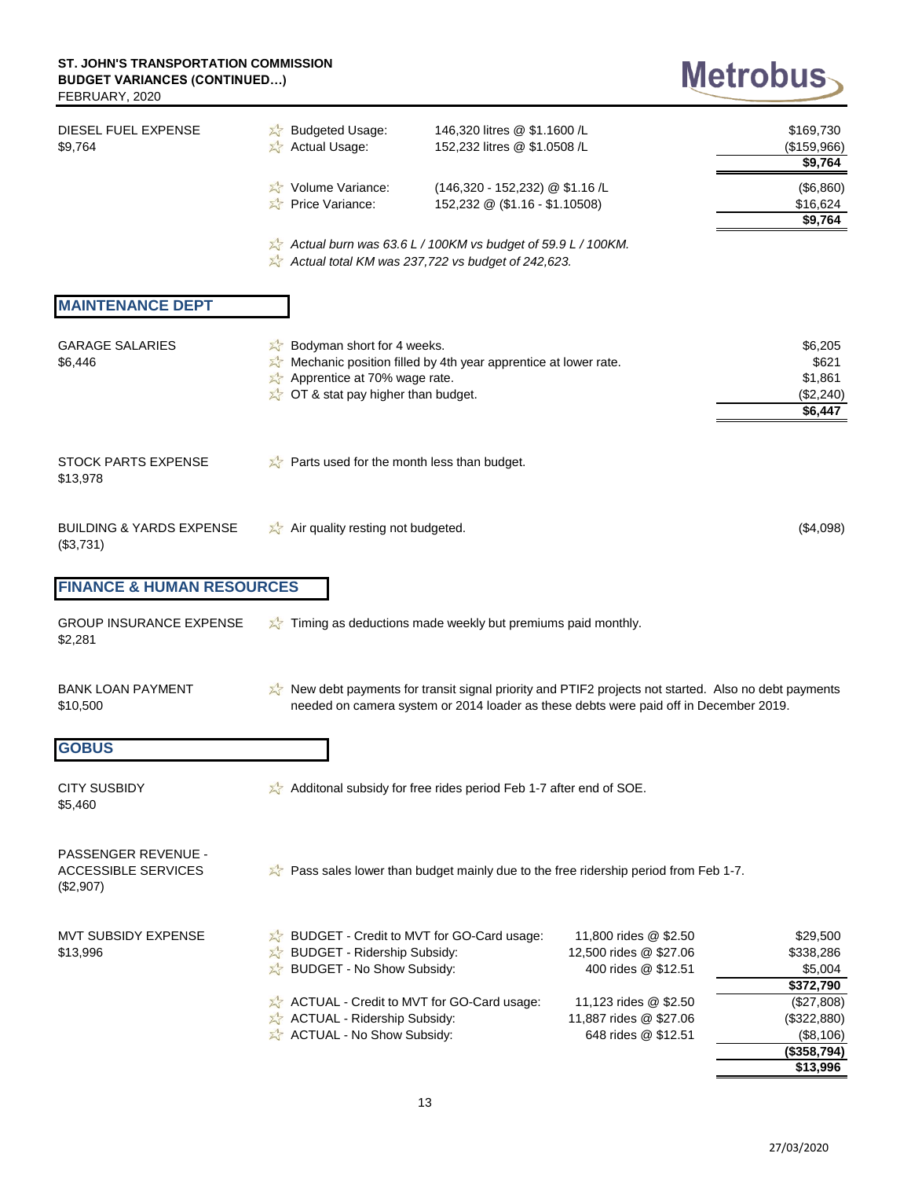**ST. JOHN'S TRANSPORTATION COMMISSION**
**BUDGET VARIANCES (CONTINUED…)**
FEBRUARY, 2020

Metrobus

| Item | Explanation | Detail | Amount |
|---|---|---|---|
| DIESEL FUEL EXPENSE $9,764 | Budgeted Usage: | 146,320 litres @ $1.1600 /L | $169,730 |
| | Actual Usage: | 152,232 litres @ $1.0508 /L | ($159,966) |
| | | | **$9,764** |
| | Volume Variance: | (146,320 - 152,232) @ $1.16 /L | ($6,860) |
| | Price Variance: | 152,232 @ ($1.16 - $1.10508) | $16,624 |
| | | | **$9,764** |
| | *Actual burn was 63.6 L / 100KM vs budget of 59.9 L / 100KM.* | | |
| | *Actual total KM was 237,722 vs budget of 242,623.* | | |

## MAINTENANCE DEPT

| Item | Explanation | Amount |
|---|---|---|
| GARAGE SALARIES $6,446 | Bodyman short for 4 weeks. | $6,205 |
| | Mechanic position filled by 4th year apprentice at lower rate. | $621 |
| | Apprentice at 70% wage rate. | $1,861 |
| | OT & stat pay higher than budget. | ($2,240) |
| | | **$6,447** |
| STOCK PARTS EXPENSE $13,978 | Parts used for the month less than budget. | |
| BUILDING & YARDS EXPENSE ($3,731) | Air quality resting not budgeted. | ($4,098) |

## FINANCE & HUMAN RESOURCES

| Item | Explanation |
|---|---|
| GROUP INSURANCE EXPENSE $2,281 | Timing as deductions made weekly but premiums paid monthly. |
| BANK LOAN PAYMENT $10,500 | New debt payments for transit signal priority and PTIF2 projects not started. Also no debt payments needed on camera system or 2014 loader as these debts were paid off in December 2019. |

## GOBUS

| Item | Explanation |
|---|---|
| CITY SUSBIDY $5,460 | Additonal subsidy for free rides period Feb 1-7 after end of SOE. |
| PASSENGER REVENUE - ACCESSIBLE SERVICES ($2,907) | Pass sales lower than budget mainly due to the free ridership period from Feb 1-7. |

| Item | Explanation | Detail | Amount |
|---|---|---|---|
| MVT SUBSIDY EXPENSE $13,996 | BUDGET - Credit to MVT for GO-Card usage: | 11,800 rides @ $2.50 | $29,500 |
| | BUDGET - Ridership Subsidy: | 12,500 rides @ $27.06 | $338,286 |
| | BUDGET - No Show Subsidy: | 400 rides @ $12.51 | $5,004 |
| | | | **$372,790** |
| | ACTUAL - Credit to MVT for GO-Card usage: | 11,123 rides @ $2.50 | ($27,808) |
| | ACTUAL - Ridership Subsidy: | 11,887 rides @ $27.06 | ($322,880) |
| | ACTUAL - No Show Subsidy: | 648 rides @ $12.51 | ($8,106) |
| | | | **($358,794)** |
| | | | **$13,996** |

27/03/2020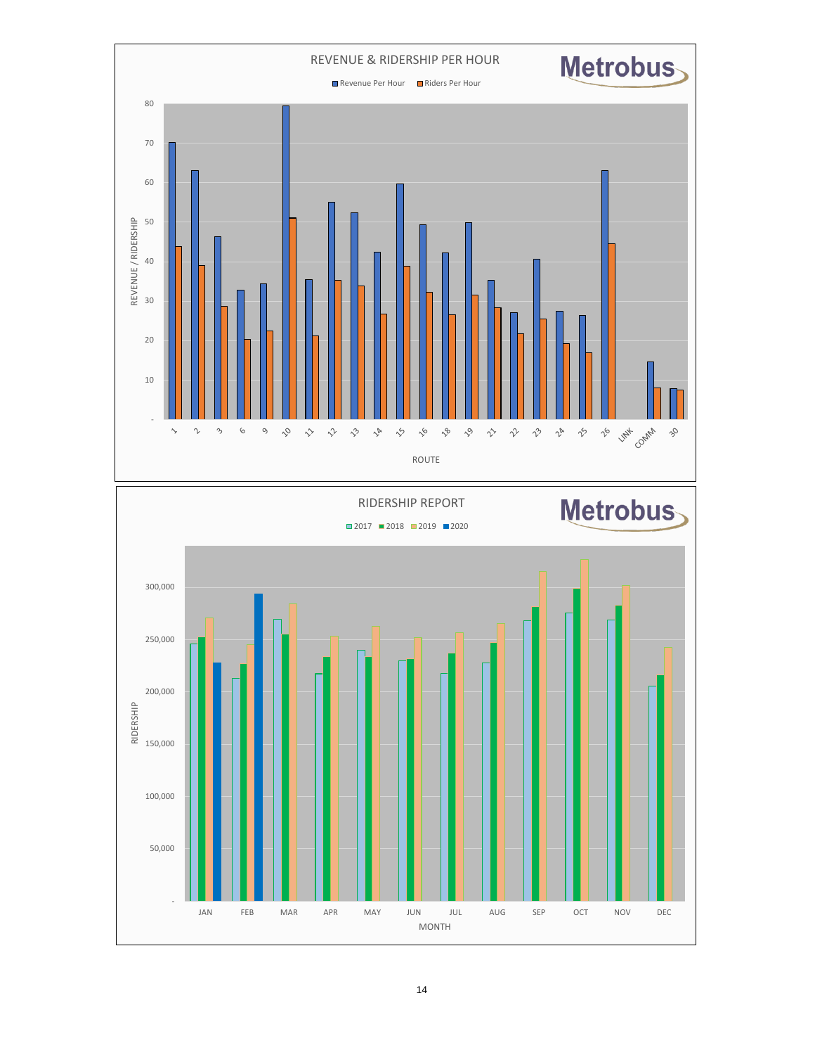## REVENUE & RIDERSHIP PER HOUR

Metrobus

Revenue Per Hour | Riders Per Hour

REVENUE / RIDERSHIP

80, 70, 60, 50, 40, 30, 20, 10, -

ROUTE: 1, 2, 3, 6, 9, 10, 11, 12, 13, 14, 15, 16, 18, 19, 21, 22, 23, 24, 25, 26, LINK, COMM, 30

## RIDERSHIP REPORT

Metrobus

2017 | 2018 | 2019 | 2020

RIDERSHIP

300,000, 250,000, 200,000, 150,000, 100,000, 50,000, -

MONTH: JAN, FEB, MAR, APR, MAY, JUN, JUL, AUG, SEP, OCT, NOV, DEC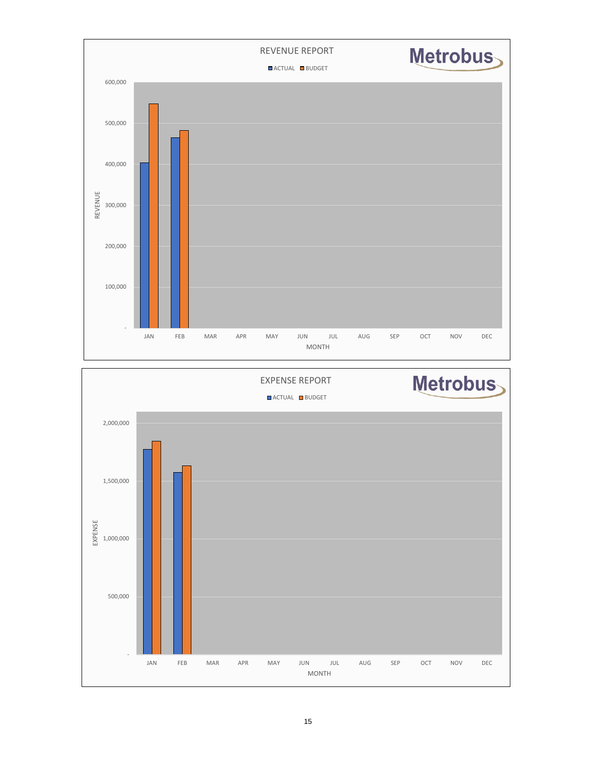REVENUE REPORT

Metrobus

ACTUAL BUDGET

REVENUE

600,000

500,000

400,000

300,000

200,000

100,000

-

JAN FEB MAR APR MAY JUN JUL AUG SEP OCT NOV DEC

MONTH

EXPENSE REPORT

Metrobus

ACTUAL BUDGET

EXPENSE

2,000,000

1,500,000

1,000,000

500,000

-

JAN FEB MAR APR MAY JUN JUL AUG SEP OCT NOV DEC

MONTH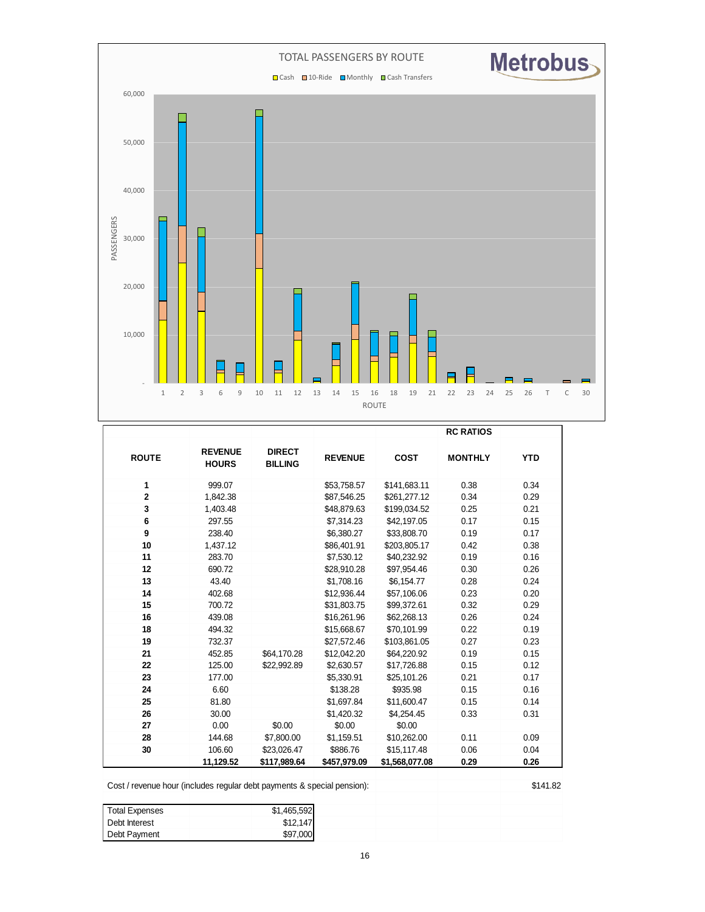## TOTAL PASSENGERS BY ROUTE

Metrobus

Legend: Cash, 10-Ride, Monthly, Cash Transfers

PASSENGERS (axis: -, 10,000, 20,000, 30,000, 40,000, 50,000, 60,000)

ROUTE (axis: 1, 2, 3, 6, 9, 10, 11, 12, 13, 14, 15, 16, 18, 19, 21, 22, 23, 24, 25, 26, T, C, 30)

| ROUTE | REVENUE HOURS | DIRECT BILLING | REVENUE | COST | RC RATIOS MONTHLY | RC RATIOS YTD |
|---|---|---|---|---|---|---|
| 1 | 999.07 | | $53,758.57 | $141,683.11 | 0.38 | 0.34 |
| 2 | 1,842.38 | | $87,546.25 | $261,277.12 | 0.34 | 0.29 |
| 3 | 1,403.48 | | $48,879.63 | $199,034.52 | 0.25 | 0.21 |
| 6 | 297.55 | | $7,314.23 | $42,197.05 | 0.17 | 0.15 |
| 9 | 238.40 | | $6,380.27 | $33,808.70 | 0.19 | 0.17 |
| 10 | 1,437.12 | | $86,401.91 | $203,805.17 | 0.42 | 0.38 |
| 11 | 283.70 | | $7,530.12 | $40,232.92 | 0.19 | 0.16 |
| 12 | 690.72 | | $28,910.28 | $97,954.46 | 0.30 | 0.26 |
| 13 | 43.40 | | $1,708.16 | $6,154.77 | 0.28 | 0.24 |
| 14 | 402.68 | | $12,936.44 | $57,106.06 | 0.23 | 0.20 |
| 15 | 700.72 | | $31,803.75 | $99,372.61 | 0.32 | 0.29 |
| 16 | 439.08 | | $16,261.96 | $62,268.13 | 0.26 | 0.24 |
| 18 | 494.32 | | $15,668.67 | $70,101.99 | 0.22 | 0.19 |
| 19 | 732.37 | | $27,572.46 | $103,861.05 | 0.27 | 0.23 |
| 21 | 452.85 | $64,170.28 | $12,042.20 | $64,220.92 | 0.19 | 0.15 |
| 22 | 125.00 | $22,992.89 | $2,630.57 | $17,726.88 | 0.15 | 0.12 |
| 23 | 177.00 | | $5,330.91 | $25,101.26 | 0.21 | 0.17 |
| 24 | 6.60 | | $138.28 | $935.98 | 0.15 | 0.16 |
| 25 | 81.80 | | $1,697.84 | $11,600.47 | 0.15 | 0.14 |
| 26 | 30.00 | | $1,420.32 | $4,254.45 | 0.33 | 0.31 |
| 27 | 0.00 | $0.00 | $0.00 | $0.00 | | |
| 28 | 144.68 | $7,800.00 | $1,159.51 | $10,262.00 | 0.11 | 0.09 |
| 30 | 106.60 | $23,026.47 | $886.76 | $15,117.48 | 0.06 | 0.04 |
| | **11,129.52** | **$117,989.64** | **$457,979.09** | **$1,568,077.08** | **0.29** | **0.26** |

Cost / revenue hour (includes regular debt payments & special pension): $141.82

| | |
|---|---|
| Total Expenses | $1,465,592 |
| Debt Interest | $12,147 |
| Debt Payment | $97,000 |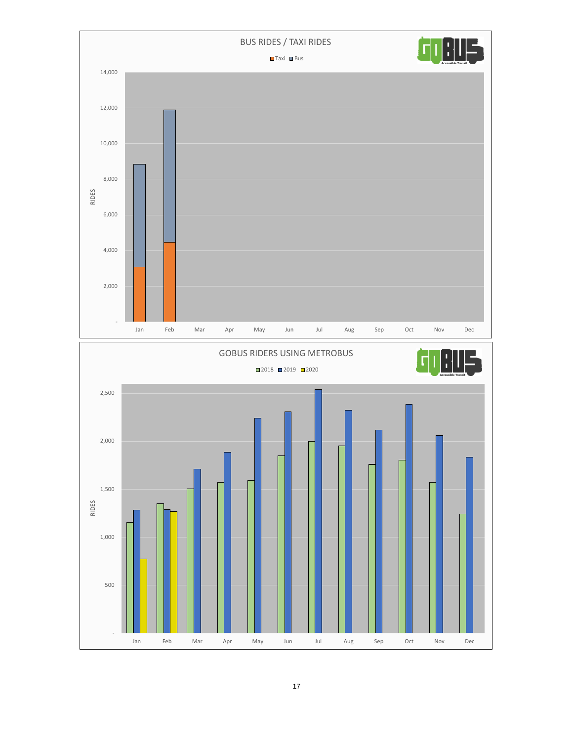BUS RIDES / TAXI RIDES

Taxi Bus

RIDES

14,000
12,000
10,000
8,000
6,000
4,000
2,000
-

Jan Feb Mar Apr May Jun Jul Aug Sep Oct Nov Dec

GOBUS RIDERS USING METROBUS

2018 2019 2020

RIDES

2,500
2,000
1,500
1,000
500
-

Jan Feb Mar Apr May Jun Jul Aug Sep Oct Nov Dec